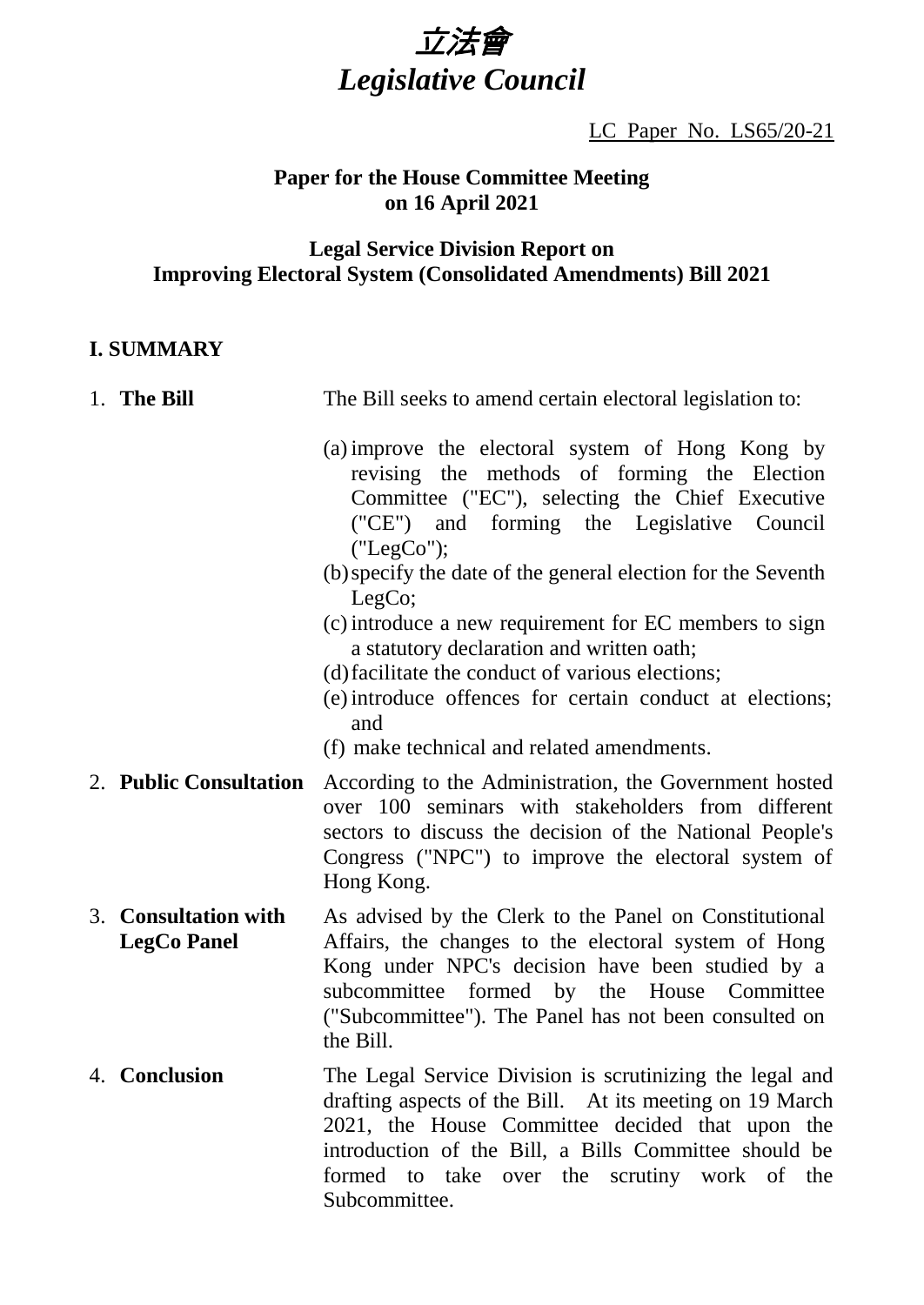# *立法會*
# *Legislative Council*

LC Paper No. LS65/20-21

**Paper for the House Committee Meeting on 16 April 2021**

**Legal Service Division Report on Improving Electoral System (Consolidated Amendments) Bill 2021**

## I. SUMMARY

1. **The Bill**

   The Bill seeks to amend certain electoral legislation to:

   (a) improve the electoral system of Hong Kong by revising the methods of forming the Election Committee ("EC"), selecting the Chief Executive ("CE") and forming the Legislative Council ("LegCo");
   (b) specify the date of the general election for the Seventh LegCo;
   (c) introduce a new requirement for EC members to sign a statutory declaration and written oath;
   (d) facilitate the conduct of various elections;
   (e) introduce offences for certain conduct at elections; and
   (f) make technical and related amendments.

2. **Public Consultation**

   According to the Administration, the Government hosted over 100 seminars with stakeholders from different sectors to discuss the decision of the National People's Congress ("NPC") to improve the electoral system of Hong Kong.

3. **Consultation with LegCo Panel**

   As advised by the Clerk to the Panel on Constitutional Affairs, the changes to the electoral system of Hong Kong under NPC's decision have been studied by a subcommittee formed by the House Committee ("Subcommittee"). The Panel has not been consulted on the Bill.

4. **Conclusion**

   The Legal Service Division is scrutinizing the legal and drafting aspects of the Bill. At its meeting on 19 March 2021, the House Committee decided that upon the introduction of the Bill, a Bills Committee should be formed to take over the scrutiny work of the Subcommittee.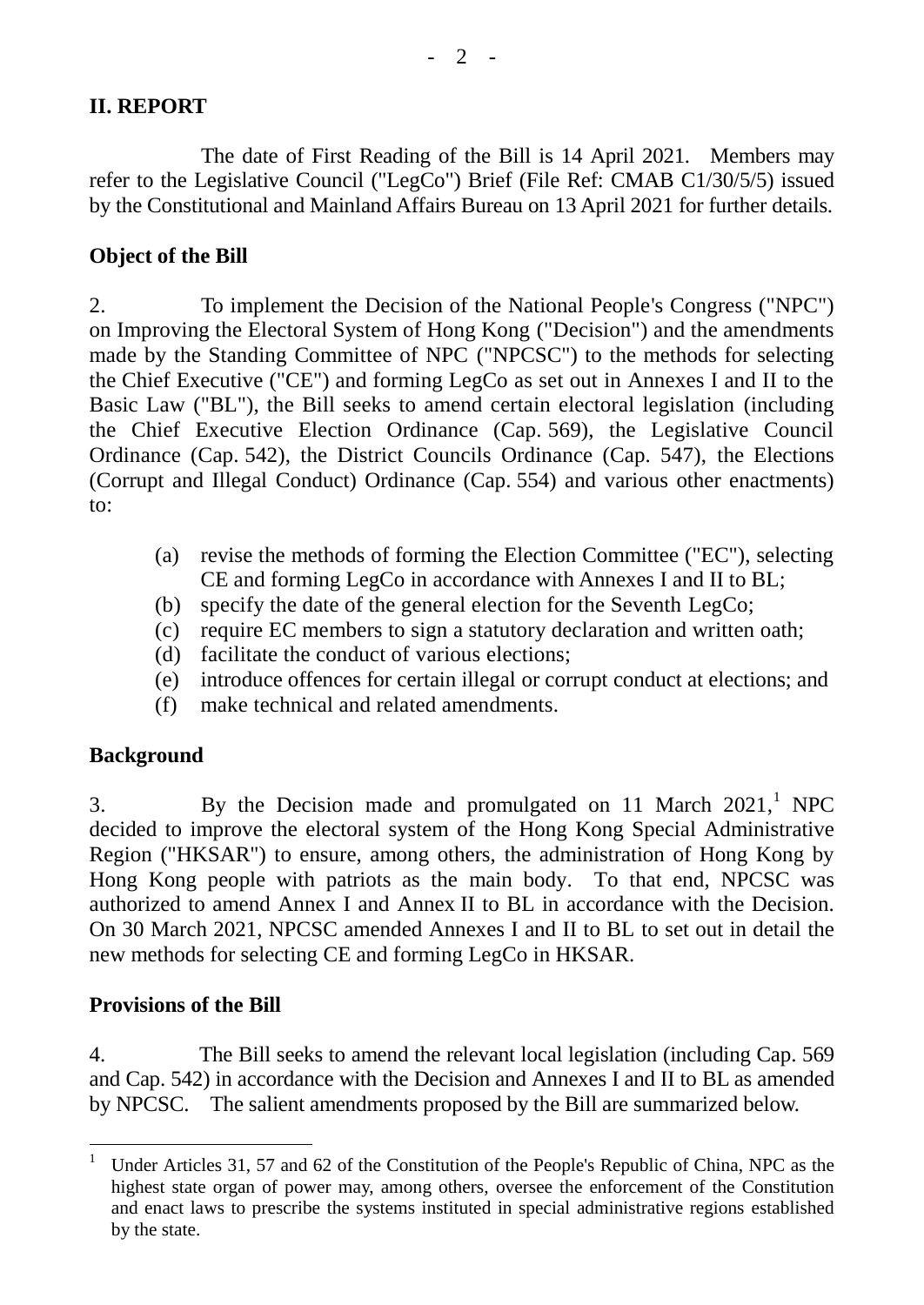## II. REPORT

The date of First Reading of the Bill is 14 April 2021. Members may refer to the Legislative Council ("LegCo") Brief (File Ref: CMAB C1/30/5/5) issued by the Constitutional and Mainland Affairs Bureau on 13 April 2021 for further details.

### Object of the Bill

2. To implement the Decision of the National People's Congress ("NPC") on Improving the Electoral System of Hong Kong ("Decision") and the amendments made by the Standing Committee of NPC ("NPCSC") to the methods for selecting the Chief Executive ("CE") and forming LegCo as set out in Annexes I and II to the Basic Law ("BL"), the Bill seeks to amend certain electoral legislation (including the Chief Executive Election Ordinance (Cap. 569), the Legislative Council Ordinance (Cap. 542), the District Councils Ordinance (Cap. 547), the Elections (Corrupt and Illegal Conduct) Ordinance (Cap. 554) and various other enactments) to:

(a) revise the methods of forming the Election Committee ("EC"), selecting CE and forming LegCo in accordance with Annexes I and II to BL;
(b) specify the date of the general election for the Seventh LegCo;
(c) require EC members to sign a statutory declaration and written oath;
(d) facilitate the conduct of various elections;
(e) introduce offences for certain illegal or corrupt conduct at elections; and
(f) make technical and related amendments.

### Background

3. By the Decision made and promulgated on 11 March 2021,[1] NPC decided to improve the electoral system of the Hong Kong Special Administrative Region ("HKSAR") to ensure, among others, the administration of Hong Kong by Hong Kong people with patriots as the main body. To that end, NPCSC was authorized to amend Annex I and Annex II to BL in accordance with the Decision. On 30 March 2021, NPCSC amended Annexes I and II to BL to set out in detail the new methods for selecting CE and forming LegCo in HKSAR.

### Provisions of the Bill

4. The Bill seeks to amend the relevant local legislation (including Cap. 569 and Cap. 542) in accordance with the Decision and Annexes I and II to BL as amended by NPCSC. The salient amendments proposed by the Bill are summarized below.

---

[1] Under Articles 31, 57 and 62 of the Constitution of the People's Republic of China, NPC as the highest state organ of power may, among others, oversee the enforcement of the Constitution and enact laws to prescribe the systems instituted in special administrative regions established by the state.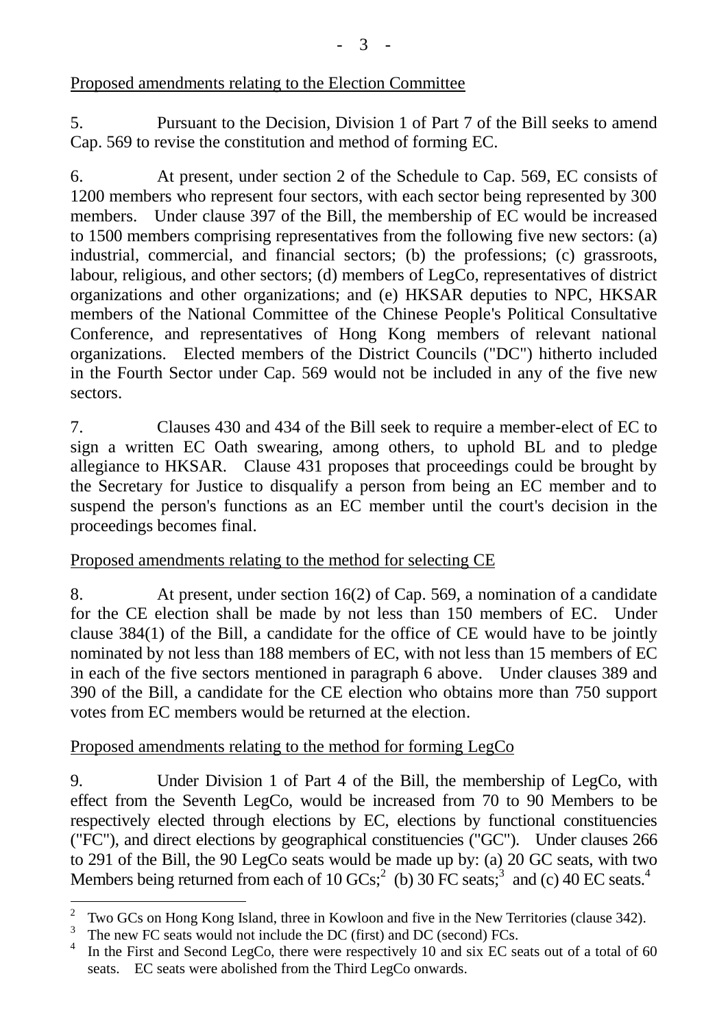Proposed amendments relating to the Election Committee

5. Pursuant to the Decision, Division 1 of Part 7 of the Bill seeks to amend Cap. 569 to revise the constitution and method of forming EC.

6. At present, under section 2 of the Schedule to Cap. 569, EC consists of 1200 members who represent four sectors, with each sector being represented by 300 members. Under clause 397 of the Bill, the membership of EC would be increased to 1500 members comprising representatives from the following five new sectors: (a) industrial, commercial, and financial sectors; (b) the professions; (c) grassroots, labour, religious, and other sectors; (d) members of LegCo, representatives of district organizations and other organizations; and (e) HKSAR deputies to NPC, HKSAR members of the National Committee of the Chinese People's Political Consultative Conference, and representatives of Hong Kong members of relevant national organizations. Elected members of the District Councils ("DC") hitherto included in the Fourth Sector under Cap. 569 would not be included in any of the five new sectors.

7. Clauses 430 and 434 of the Bill seek to require a member-elect of EC to sign a written EC Oath swearing, among others, to uphold BL and to pledge allegiance to HKSAR. Clause 431 proposes that proceedings could be brought by the Secretary for Justice to disqualify a person from being an EC member and to suspend the person's functions as an EC member until the court's decision in the proceedings becomes final.

Proposed amendments relating to the method for selecting CE

8. At present, under section 16(2) of Cap. 569, a nomination of a candidate for the CE election shall be made by not less than 150 members of EC. Under clause 384(1) of the Bill, a candidate for the office of CE would have to be jointly nominated by not less than 188 members of EC, with not less than 15 members of EC in each of the five sectors mentioned in paragraph 6 above. Under clauses 389 and 390 of the Bill, a candidate for the CE election who obtains more than 750 support votes from EC members would be returned at the election.

Proposed amendments relating to the method for forming LegCo

9. Under Division 1 of Part 4 of the Bill, the membership of LegCo, with effect from the Seventh LegCo, would be increased from 70 to 90 Members to be respectively elected through elections by EC, elections by functional constituencies ("FC"), and direct elections by geographical constituencies ("GC"). Under clauses 266 to 291 of the Bill, the 90 LegCo seats would be made up by: (a) 20 GC seats, with two Members being returned from each of 10 GCs;[2] (b) 30 FC seats;[3] and (c) 40 EC seats.[4]

---

[2] Two GCs on Hong Kong Island, three in Kowloon and five in the New Territories (clause 342).

[3] The new FC seats would not include the DC (first) and DC (second) FCs.

[4] In the First and Second LegCo, there were respectively 10 and six EC seats out of a total of 60 seats. EC seats were abolished from the Third LegCo onwards.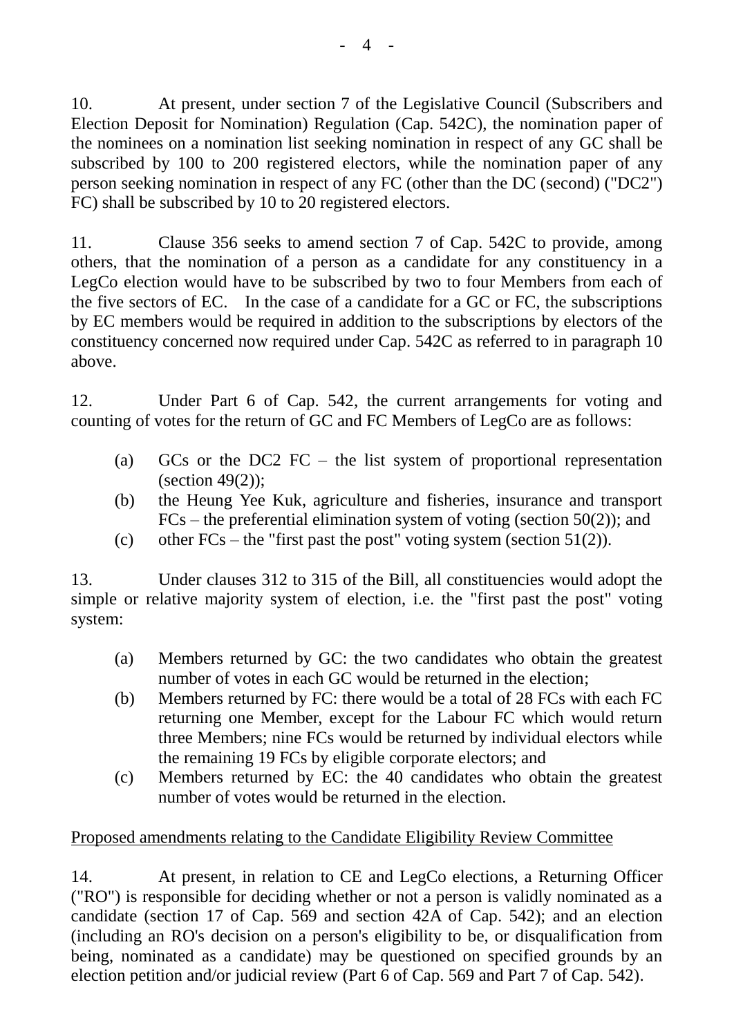10. At present, under section 7 of the Legislative Council (Subscribers and Election Deposit for Nomination) Regulation (Cap. 542C), the nomination paper of the nominees on a nomination list seeking nomination in respect of any GC shall be subscribed by 100 to 200 registered electors, while the nomination paper of any person seeking nomination in respect of any FC (other than the DC (second) ("DC2") FC) shall be subscribed by 10 to 20 registered electors.

11. Clause 356 seeks to amend section 7 of Cap. 542C to provide, among others, that the nomination of a person as a candidate for any constituency in a LegCo election would have to be subscribed by two to four Members from each of the five sectors of EC. In the case of a candidate for a GC or FC, the subscriptions by EC members would be required in addition to the subscriptions by electors of the constituency concerned now required under Cap. 542C as referred to in paragraph 10 above.

12. Under Part 6 of Cap. 542, the current arrangements for voting and counting of votes for the return of GC and FC Members of LegCo are as follows:

(a) GCs or the DC2 FC – the list system of proportional representation (section 49(2));
(b) the Heung Yee Kuk, agriculture and fisheries, insurance and transport FCs – the preferential elimination system of voting (section 50(2)); and
(c) other FCs – the "first past the post" voting system (section 51(2)).

13. Under clauses 312 to 315 of the Bill, all constituencies would adopt the simple or relative majority system of election, i.e. the "first past the post" voting system:

(a) Members returned by GC: the two candidates who obtain the greatest number of votes in each GC would be returned in the election;
(b) Members returned by FC: there would be a total of 28 FCs with each FC returning one Member, except for the Labour FC which would return three Members; nine FCs would be returned by individual electors while the remaining 19 FCs by eligible corporate electors; and
(c) Members returned by EC: the 40 candidates who obtain the greatest number of votes would be returned in the election.

<u>Proposed amendments relating to the Candidate Eligibility Review Committee</u>

14. At present, in relation to CE and LegCo elections, a Returning Officer ("RO") is responsible for deciding whether or not a person is validly nominated as a candidate (section 17 of Cap. 569 and section 42A of Cap. 542); and an election (including an RO's decision on a person's eligibility to be, or disqualification from being, nominated as a candidate) may be questioned on specified grounds by an election petition and/or judicial review (Part 6 of Cap. 569 and Part 7 of Cap. 542).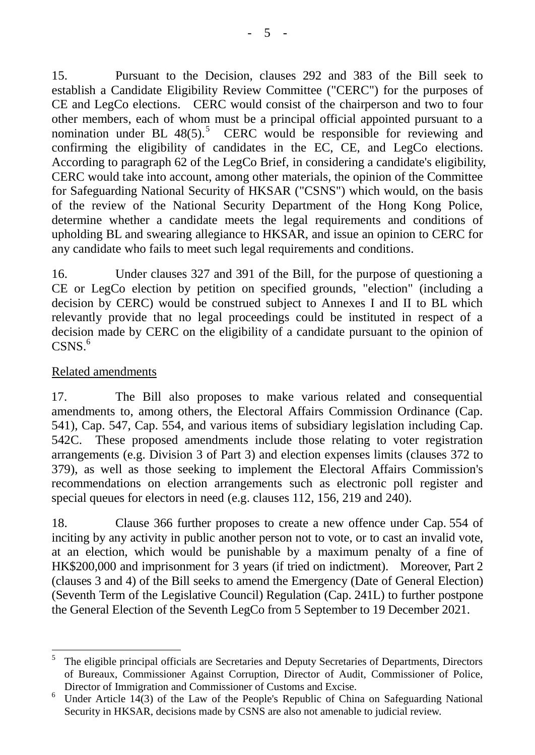15. Pursuant to the Decision, clauses 292 and 383 of the Bill seek to establish a Candidate Eligibility Review Committee ("CERC") for the purposes of CE and LegCo elections. CERC would consist of the chairperson and two to four other members, each of whom must be a principal official appointed pursuant to a nomination under BL 48(5).[5] CERC would be responsible for reviewing and confirming the eligibility of candidates in the EC, CE, and LegCo elections. According to paragraph 62 of the LegCo Brief, in considering a candidate's eligibility, CERC would take into account, among other materials, the opinion of the Committee for Safeguarding National Security of HKSAR ("CSNS") which would, on the basis of the review of the National Security Department of the Hong Kong Police, determine whether a candidate meets the legal requirements and conditions of upholding BL and swearing allegiance to HKSAR, and issue an opinion to CERC for any candidate who fails to meet such legal requirements and conditions.

16. Under clauses 327 and 391 of the Bill, for the purpose of questioning a CE or LegCo election by petition on specified grounds, "election" (including a decision by CERC) would be construed subject to Annexes I and II to BL which relevantly provide that no legal proceedings could be instituted in respect of a decision made by CERC on the eligibility of a candidate pursuant to the opinion of CSNS.[6]

<u>Related amendments</u>

17. The Bill also proposes to make various related and consequential amendments to, among others, the Electoral Affairs Commission Ordinance (Cap. 541), Cap. 547, Cap. 554, and various items of subsidiary legislation including Cap. 542C. These proposed amendments include those relating to voter registration arrangements (e.g. Division 3 of Part 3) and election expenses limits (clauses 372 to 379), as well as those seeking to implement the Electoral Affairs Commission's recommendations on election arrangements such as electronic poll register and special queues for electors in need (e.g. clauses 112, 156, 219 and 240).

18. Clause 366 further proposes to create a new offence under Cap. 554 of inciting by any activity in public another person not to vote, or to cast an invalid vote, at an election, which would be punishable by a maximum penalty of a fine of HK$200,000 and imprisonment for 3 years (if tried on indictment). Moreover, Part 2 (clauses 3 and 4) of the Bill seeks to amend the Emergency (Date of General Election) (Seventh Term of the Legislative Council) Regulation (Cap. 241L) to further postpone the General Election of the Seventh LegCo from 5 September to 19 December 2021.

---

[5] The eligible principal officials are Secretaries and Deputy Secretaries of Departments, Directors of Bureaux, Commissioner Against Corruption, Director of Audit, Commissioner of Police, Director of Immigration and Commissioner of Customs and Excise.

[6] Under Article 14(3) of the Law of the People's Republic of China on Safeguarding National Security in HKSAR, decisions made by CSNS are also not amenable to judicial review.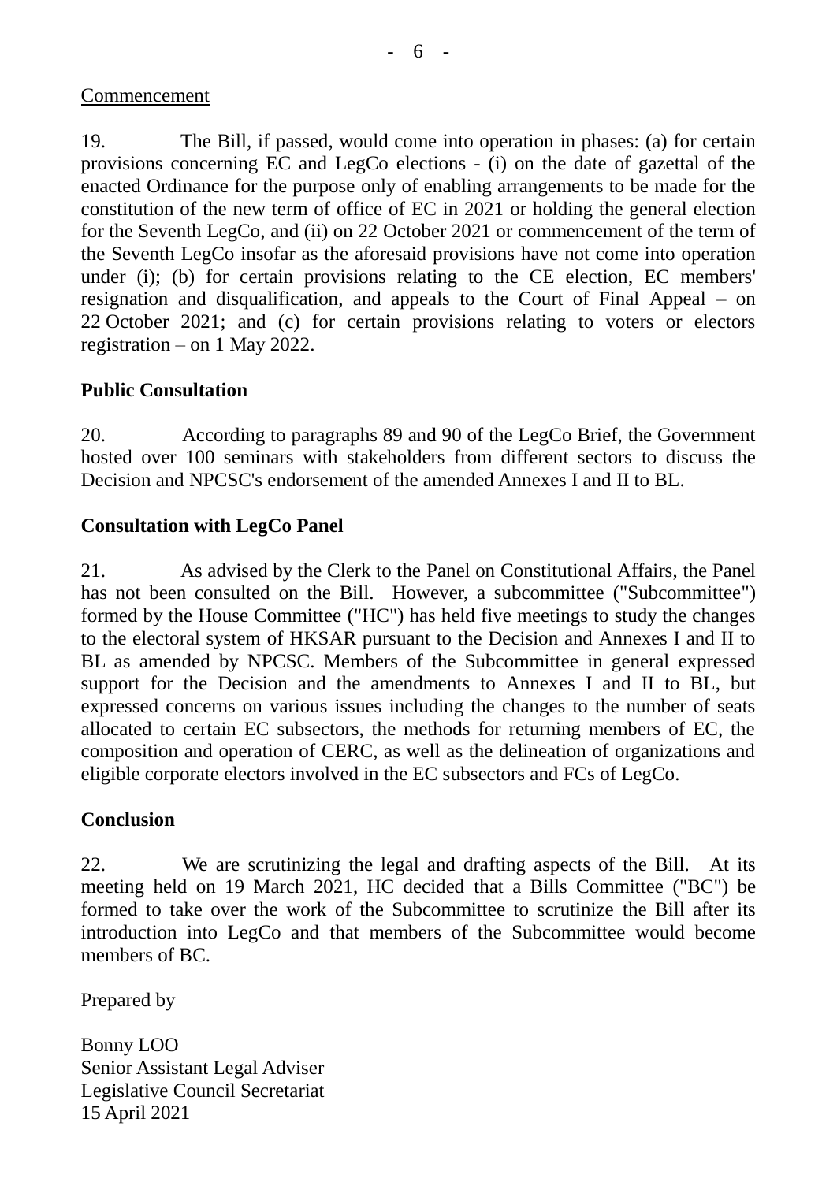Commencement

19. The Bill, if passed, would come into operation in phases: (a) for certain provisions concerning EC and LegCo elections - (i) on the date of gazettal of the enacted Ordinance for the purpose only of enabling arrangements to be made for the constitution of the new term of office of EC in 2021 or holding the general election for the Seventh LegCo, and (ii) on 22 October 2021 or commencement of the term of the Seventh LegCo insofar as the aforesaid provisions have not come into operation under (i); (b) for certain provisions relating to the CE election, EC members' resignation and disqualification, and appeals to the Court of Final Appeal – on 22 October 2021; and (c) for certain provisions relating to voters or electors registration – on 1 May 2022.

**Public Consultation**

20. According to paragraphs 89 and 90 of the LegCo Brief, the Government hosted over 100 seminars with stakeholders from different sectors to discuss the Decision and NPCSC's endorsement of the amended Annexes I and II to BL.

**Consultation with LegCo Panel**

21. As advised by the Clerk to the Panel on Constitutional Affairs, the Panel has not been consulted on the Bill. However, a subcommittee ("Subcommittee") formed by the House Committee ("HC") has held five meetings to study the changes to the electoral system of HKSAR pursuant to the Decision and Annexes I and II to BL as amended by NPCSC. Members of the Subcommittee in general expressed support for the Decision and the amendments to Annexes I and II to BL, but expressed concerns on various issues including the changes to the number of seats allocated to certain EC subsectors, the methods for returning members of EC, the composition and operation of CERC, as well as the delineation of organizations and eligible corporate electors involved in the EC subsectors and FCs of LegCo.

**Conclusion**

22. We are scrutinizing the legal and drafting aspects of the Bill. At its meeting held on 19 March 2021, HC decided that a Bills Committee ("BC") be formed to take over the work of the Subcommittee to scrutinize the Bill after its introduction into LegCo and that members of the Subcommittee would become members of BC.

Prepared by

Bonny LOO
Senior Assistant Legal Adviser
Legislative Council Secretariat
15 April 2021